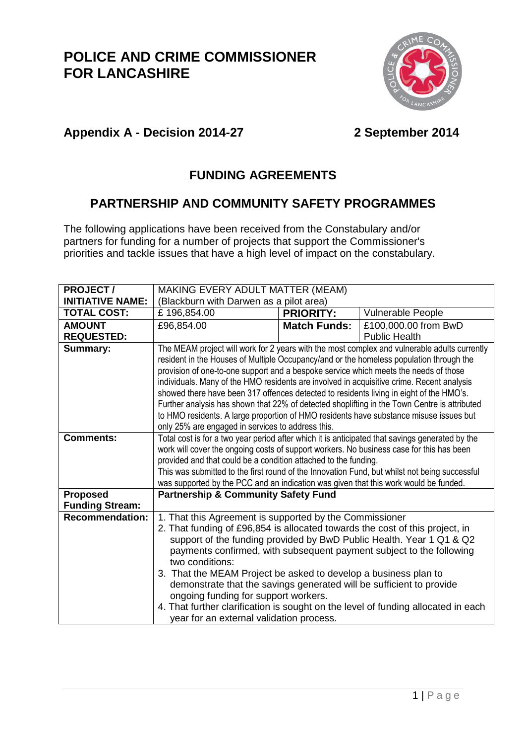# POLICE AND CRIME COMMISSIONER FOR LANCASHIRE

## Appendix A - Decision 2014-27 2 September 2014

## FUNDING AGREEMENTS

## PARTNERSHIP AND COMMUNITY SAFETY PROGRAMMES

The following applications have been received from the Constabulary and/or partners for funding for a number of projects that support the Commissioner's priorities and tackle issues that have a high level of impact on the constabulary.

| **PROJECT / INITIATIVE NAME:** | MAKING EVERY ADULT MATTER (MEAM) (Blackburn with Darwen as a pilot area) | | |
|---|---|---|---|
| **TOTAL COST:** | £ 196,854.00 | **PRIORITY:** | Vulnerable People |
| **AMOUNT REQUESTED:** | £96,854.00 | **Match Funds:** | £100,000.00 from BwD Public Health |
| **Summary:** | The MEAM project will work for 2 years with the most complex and vulnerable adults currently resident in the Houses of Multiple Occupancy/and or the homeless population through the provision of one-to-one support and a bespoke service which meets the needs of those individuals. Many of the HMO residents are involved in acquisitive crime. Recent analysis showed there have been 317 offences detected to residents living in eight of the HMO's. Further analysis has shown that 22% of detected shoplifting in the Town Centre is attributed to HMO residents. A large proportion of HMO residents have substance misuse issues but only 25% are engaged in services to address this. | | |
| **Comments:** | Total cost is for a two year period after which it is anticipated that savings generated by the work will cover the ongoing costs of support workers. No business case for this has been provided and that could be a condition attached to the funding.<br>This was submitted to the first round of the Innovation Fund, but whilst not being successful was supported by the PCC and an indication was given that this work would be funded. | | |
| **Proposed Funding Stream:** | **Partnership & Community Safety Fund** | | |
| **Recommendation:** | 1. That this Agreement is supported by the Commissioner<br>2. That funding of £96,854 is allocated towards the cost of this project, in support of the funding provided by BwD Public Health. Year 1 Q1 & Q2 payments confirmed, with subsequent payment subject to the following two conditions:<br>3. That the MEAM Project be asked to develop a business plan to demonstrate that the savings generated will be sufficient to provide ongoing funding for support workers.<br>4. That further clarification is sought on the level of funding allocated in each year for an external validation process. | | |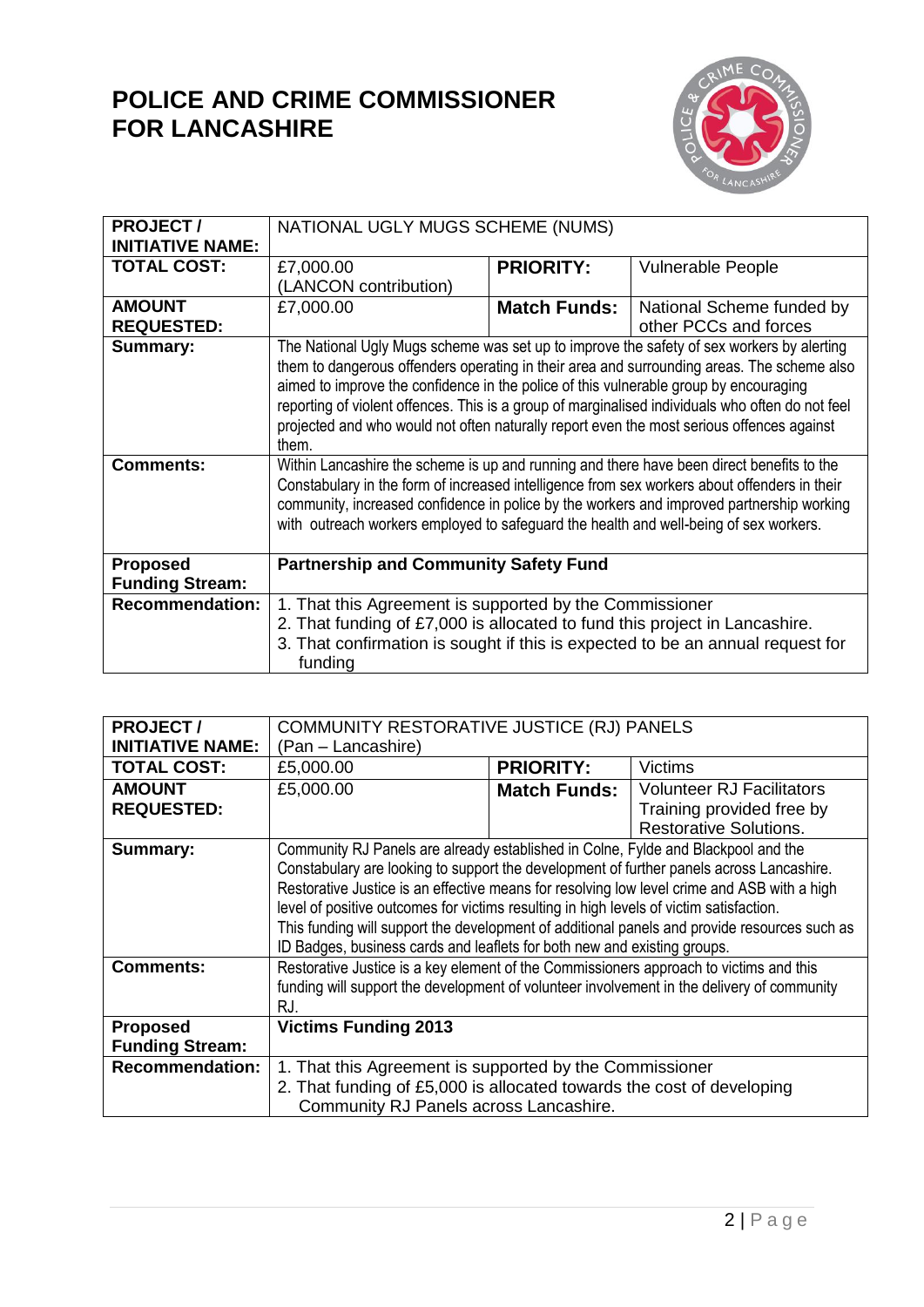# POLICE AND CRIME COMMISSIONER FOR LANCASHIRE

| PROJECT / INITIATIVE NAME: | NATIONAL UGLY MUGS SCHEME (NUMS) | | |
|---|---|---|---|
| TOTAL COST: | £7,000.00 (LANCON contribution) | PRIORITY: | Vulnerable People |
| AMOUNT REQUESTED: | £7,000.00 | Match Funds: | National Scheme funded by other PCCs and forces |
| Summary: | The National Ugly Mugs scheme was set up to improve the safety of sex workers by alerting them to dangerous offenders operating in their area and surrounding areas. The scheme also aimed to improve the confidence in the police of this vulnerable group by encouraging reporting of violent offences. This is a group of marginalised individuals who often do not feel projected and who would not often naturally report even the most serious offences against them. | | |
| Comments: | Within Lancashire the scheme is up and running and there have been direct benefits to the Constabulary in the form of increased intelligence from sex workers about offenders in their community, increased confidence in police by the workers and improved partnership working with outreach workers employed to safeguard the health and well-being of sex workers. | | |
| Proposed Funding Stream: | **Partnership and Community Safety Fund** | | |
| Recommendation: | 1. That this Agreement is supported by the Commissioner<br>2. That funding of £7,000 is allocated to fund this project in Lancashire.<br>3. That confirmation is sought if this is expected to be an annual request for funding | | |

| PROJECT / INITIATIVE NAME: | COMMUNITY RESTORATIVE JUSTICE (RJ) PANELS (Pan – Lancashire) | | |
|---|---|---|---|
| TOTAL COST: | £5,000.00 | PRIORITY: | Victims |
| AMOUNT REQUESTED: | £5,000.00 | Match Funds: | Volunteer RJ Facilitators Training provided free by Restorative Solutions. |
| Summary: | Community RJ Panels are already established in Colne, Fylde and Blackpool and the Constabulary are looking to support the development of further panels across Lancashire. Restorative Justice is an effective means for resolving low level crime and ASB with a high level of positive outcomes for victims resulting in high levels of victim satisfaction.<br>This funding will support the development of additional panels and provide resources such as ID Badges, business cards and leaflets for both new and existing groups. | | |
| Comments: | Restorative Justice is a key element of the Commissioners approach to victims and this funding will support the development of volunteer involvement in the delivery of community RJ. | | |
| Proposed Funding Stream: | **Victims Funding 2013** | | |
| Recommendation: | 1. That this Agreement is supported by the Commissioner<br>2. That funding of £5,000 is allocated towards the cost of developing Community RJ Panels across Lancashire. | | |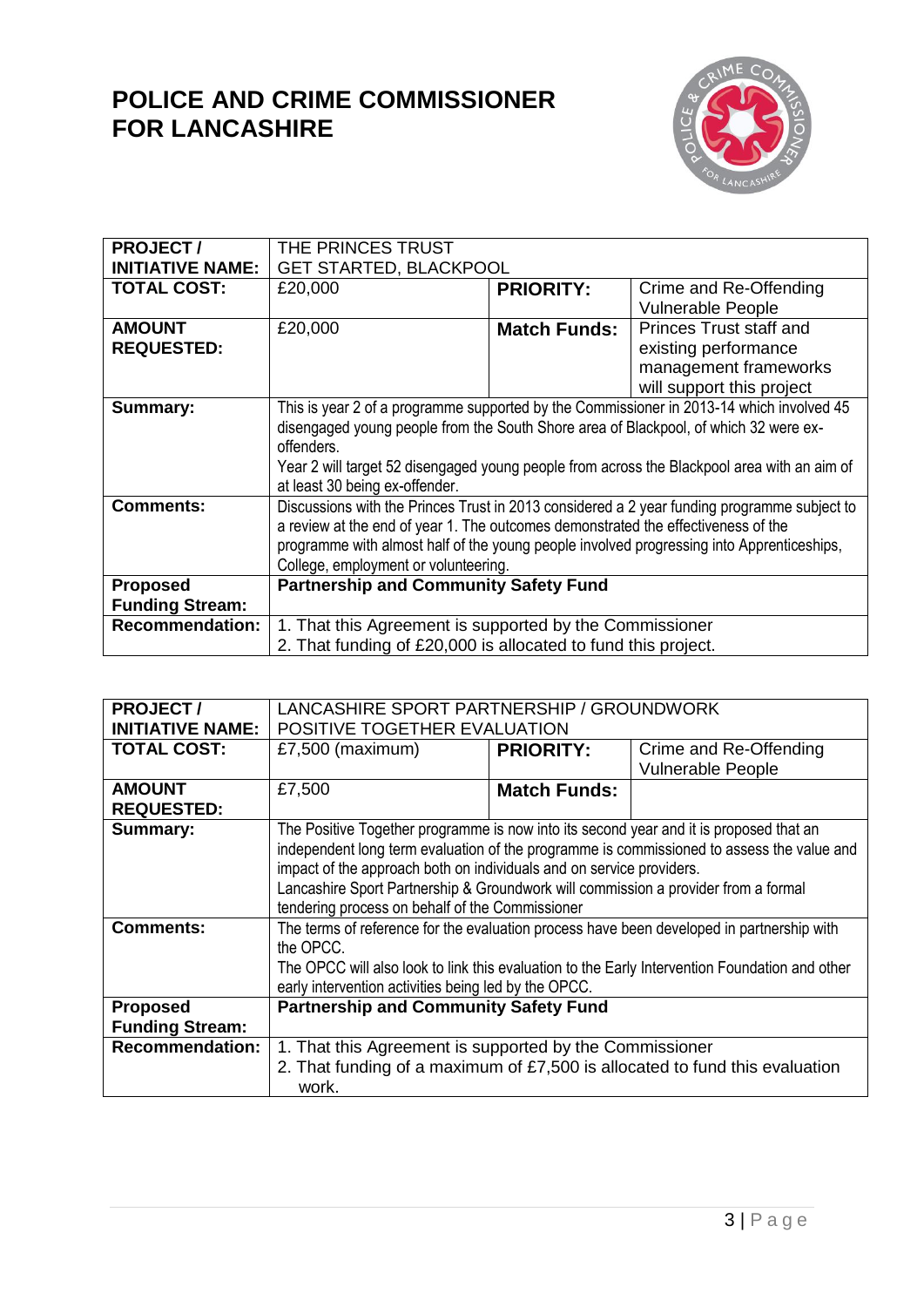# POLICE AND CRIME COMMISSIONER FOR LANCASHIRE

| PROJECT / INITIATIVE NAME: | THE PRINCES TRUST GET STARTED, BLACKPOOL | | |
|---|---|---|---|
| **TOTAL COST:** | £20,000 | **PRIORITY:** | Crime and Re-Offending Vulnerable People |
| **AMOUNT REQUESTED:** | £20,000 | **Match Funds:** | Princes Trust staff and existing performance management frameworks will support this project |
| **Summary:** | This is year 2 of a programme supported by the Commissioner in 2013-14 which involved 45 disengaged young people from the South Shore area of Blackpool, of which 32 were ex-offenders.<br>Year 2 will target 52 disengaged young people from across the Blackpool area with an aim of at least 30 being ex-offender. | | |
| **Comments:** | Discussions with the Princes Trust in 2013 considered a 2 year funding programme subject to a review at the end of year 1. The outcomes demonstrated the effectiveness of the programme with almost half of the young people involved progressing into Apprenticeships, College, employment or volunteering. | | |
| **Proposed Funding Stream:** | **Partnership and Community Safety Fund** | | |
| **Recommendation:** | 1. That this Agreement is supported by the Commissioner<br>2. That funding of £20,000 is allocated to fund this project. | | |

| PROJECT / INITIATIVE NAME: | LANCASHIRE SPORT PARTNERSHIP / GROUNDWORK POSITIVE TOGETHER EVALUATION | | |
|---|---|---|---|
| **TOTAL COST:** | £7,500 (maximum) | **PRIORITY:** | Crime and Re-Offending Vulnerable People |
| **AMOUNT REQUESTED:** | £7,500 | **Match Funds:** | |
| **Summary:** | The Positive Together programme is now into its second year and it is proposed that an independent long term evaluation of the programme is commissioned to assess the value and impact of the approach both on individuals and on service providers.<br>Lancashire Sport Partnership & Groundwork will commission a provider from a formal tendering process on behalf of the Commissioner | | |
| **Comments:** | The terms of reference for the evaluation process have been developed in partnership with the OPCC.<br>The OPCC will also look to link this evaluation to the Early Intervention Foundation and other early intervention activities being led by the OPCC. | | |
| **Proposed Funding Stream:** | **Partnership and Community Safety Fund** | | |
| **Recommendation:** | 1. That this Agreement is supported by the Commissioner<br>2. That funding of a maximum of £7,500 is allocated to fund this evaluation work. | | |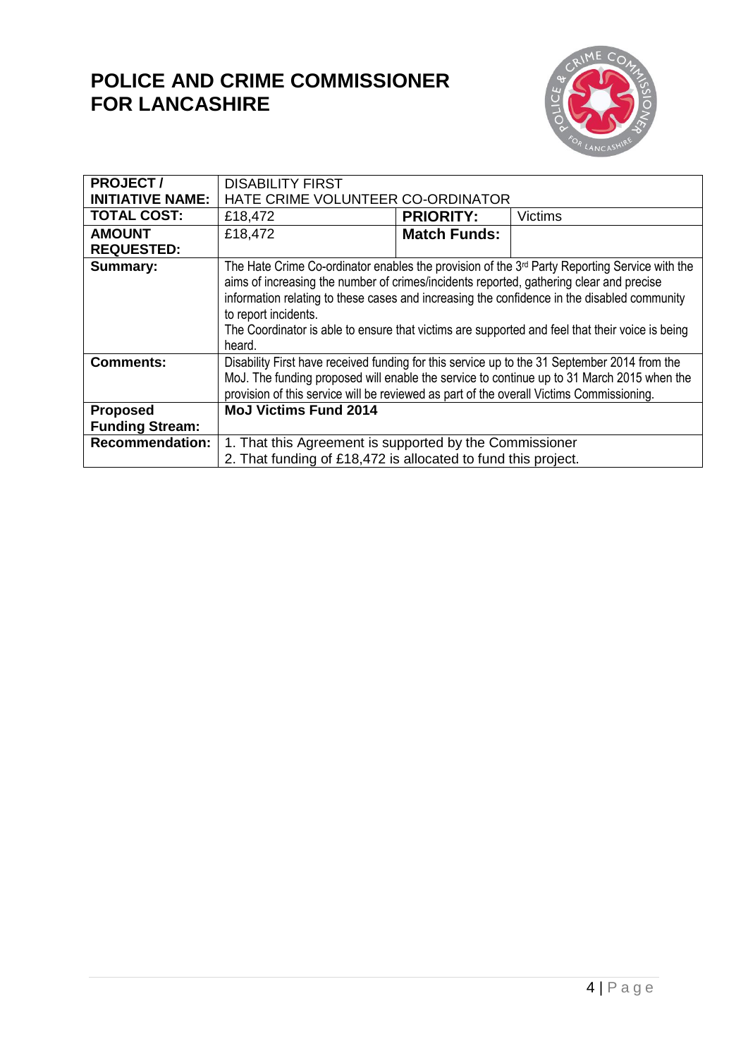# POLICE AND CRIME COMMISSIONER FOR LANCASHIRE

| | | | |
|---|---|---|---|
| **PROJECT / INITIATIVE NAME:** | DISABILITY FIRST<br>HATE CRIME VOLUNTEER CO-ORDINATOR | | |
| **TOTAL COST:** | £18,472 | **PRIORITY:** | Victims |
| **AMOUNT REQUESTED:** | £18,472 | **Match Funds:** | |
| **Summary:** | The Hate Crime Co-ordinator enables the provision of the 3rd Party Reporting Service with the aims of increasing the number of crimes/incidents reported, gathering clear and precise information relating to these cases and increasing the confidence in the disabled community to report incidents.<br>The Coordinator is able to ensure that victims are supported and feel that their voice is being heard. | | |
| **Comments:** | Disability First have received funding for this service up to the 31 September 2014 from the MoJ. The funding proposed will enable the service to continue up to 31 March 2015 when the provision of this service will be reviewed as part of the overall Victims Commissioning. | | |
| **Proposed Funding Stream:** | **MoJ Victims Fund 2014** | | |
| **Recommendation:** | 1. That this Agreement is supported by the Commissioner<br>2. That funding of £18,472 is allocated to fund this project. | | |